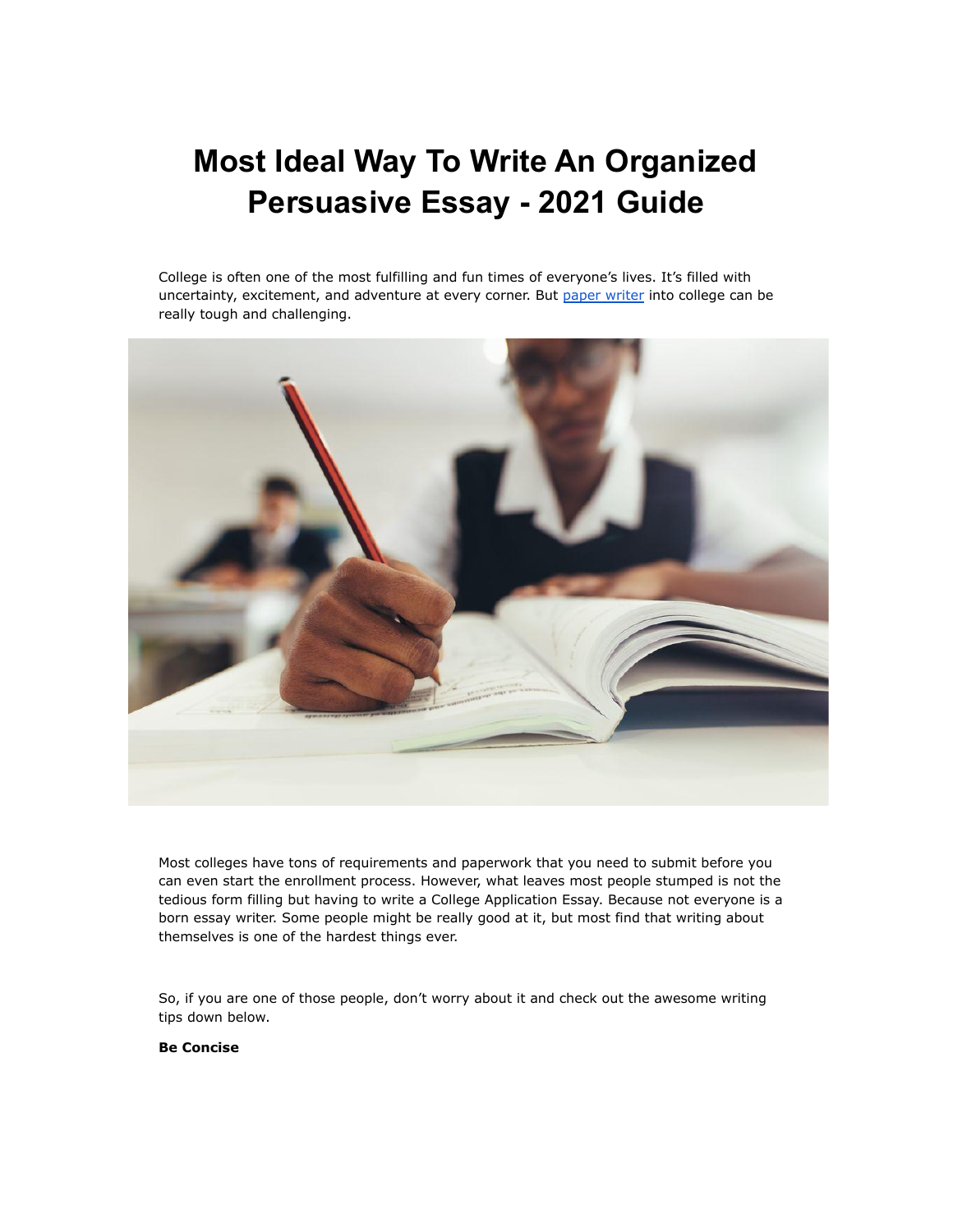# Most Ideal Way To Write An Organized Persuasive Essay - 2021 Guide

College is often one of the most fulfilling and fun times of everyone's lives. It's filled with uncertainty, excitement, and adventure at every corner. But paper writer into college can be really tough and challenging.

Most colleges have tons of requirements and paperwork that you need to submit before you can even start the enrollment process. However, what leaves most people stumped is not the tedious form filling but having to write a College Application Essay. Because not everyone is a born essay writer. Some people might be really good at it, but most find that writing about themselves is one of the hardest things ever.

So, if you are one of those people, don't worry about it and check out the awesome writing tips down below.

**Be Concise**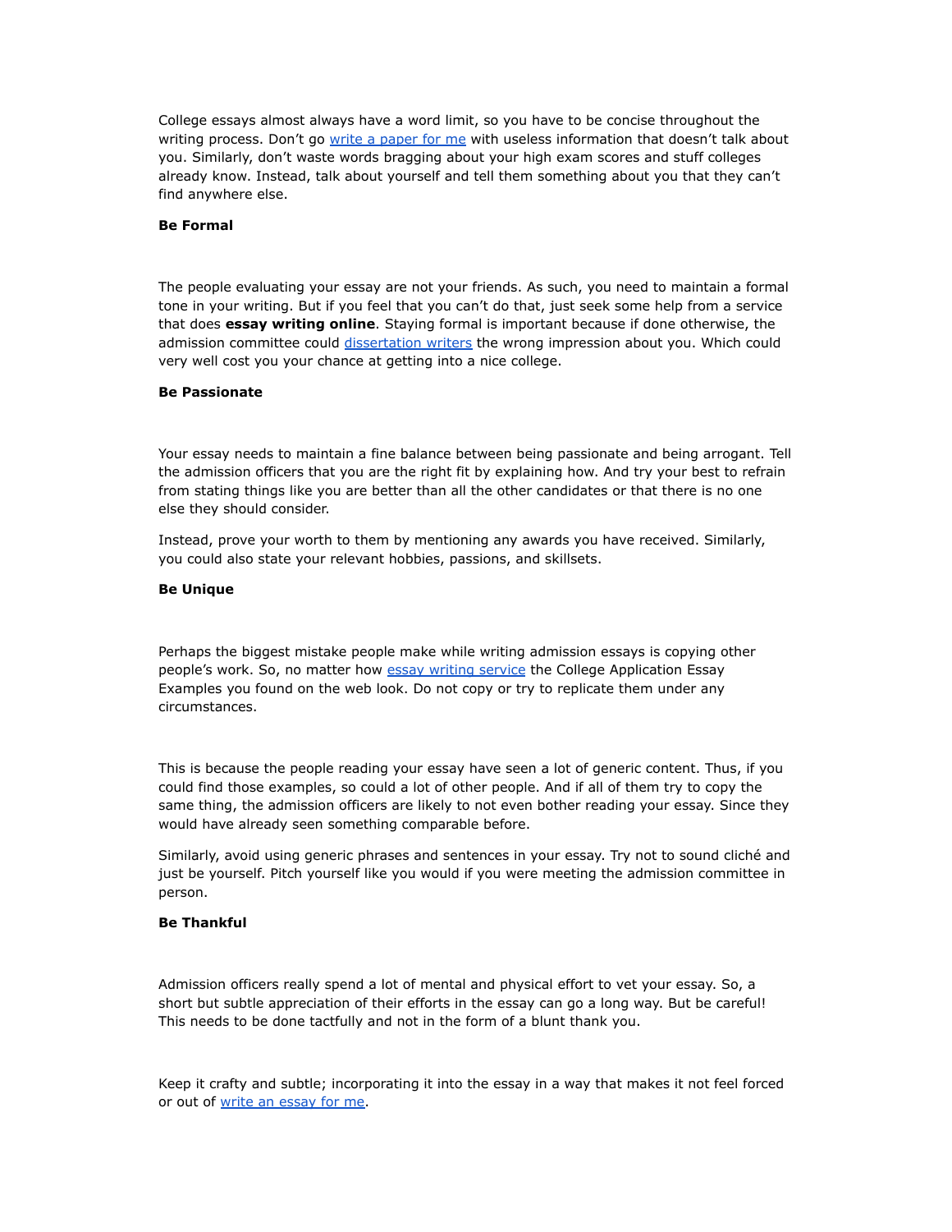College essays almost always have a word limit, so you have to be concise throughout the writing process. Don't go [write a paper for me](#) with useless information that doesn't talk about you. Similarly, don't waste words bragging about your high exam scores and stuff colleges already know. Instead, talk about yourself and tell them something about you that they can't find anywhere else.

**Be Formal**

The people evaluating your essay are not your friends. As such, you need to maintain a formal tone in your writing. But if you feel that you can't do that, just seek some help from a service that does **essay writing online**. Staying formal is important because if done otherwise, the admission committee could [dissertation writers](#) the wrong impression about you. Which could very well cost you your chance at getting into a nice college.

**Be Passionate**

Your essay needs to maintain a fine balance between being passionate and being arrogant. Tell the admission officers that you are the right fit by explaining how. And try your best to refrain from stating things like you are better than all the other candidates or that there is no one else they should consider.

Instead, prove your worth to them by mentioning any awards you have received. Similarly, you could also state your relevant hobbies, passions, and skillsets.

**Be Unique**

Perhaps the biggest mistake people make while writing admission essays is copying other people's work. So, no matter how [essay writing service](#) the College Application Essay Examples you found on the web look. Do not copy or try to replicate them under any circumstances.

This is because the people reading your essay have seen a lot of generic content. Thus, if you could find those examples, so could a lot of other people. And if all of them try to copy the same thing, the admission officers are likely to not even bother reading your essay. Since they would have already seen something comparable before.

Similarly, avoid using generic phrases and sentences in your essay. Try not to sound cliché and just be yourself. Pitch yourself like you would if you were meeting the admission committee in person.

**Be Thankful**

Admission officers really spend a lot of mental and physical effort to vet your essay. So, a short but subtle appreciation of their efforts in the essay can go a long way. But be careful! This needs to be done tactfully and not in the form of a blunt thank you.

Keep it crafty and subtle; incorporating it into the essay in a way that makes it not feel forced or out of [write an essay for me](#).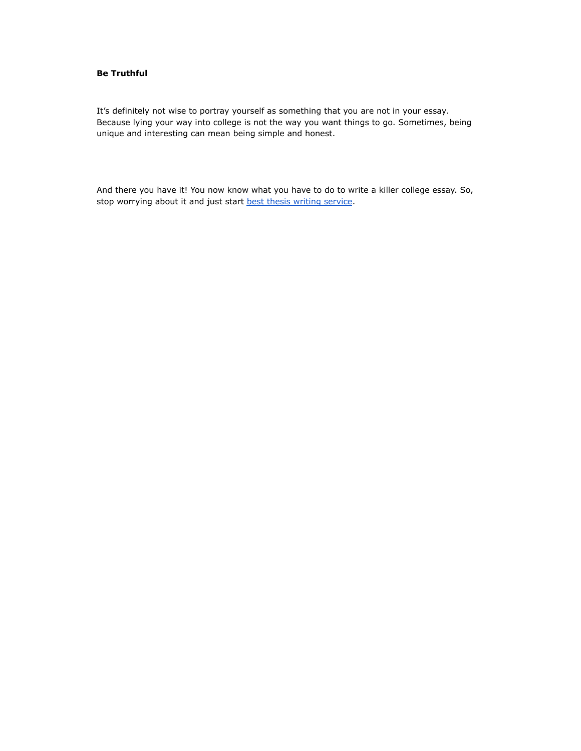**Be Truthful**

It's definitely not wise to portray yourself as something that you are not in your essay. Because lying your way into college is not the way you want things to go. Sometimes, being unique and interesting can mean being simple and honest.

And there you have it! You now know what you have to do to write a killer college essay. So, stop worrying about it and just start best thesis writing service.